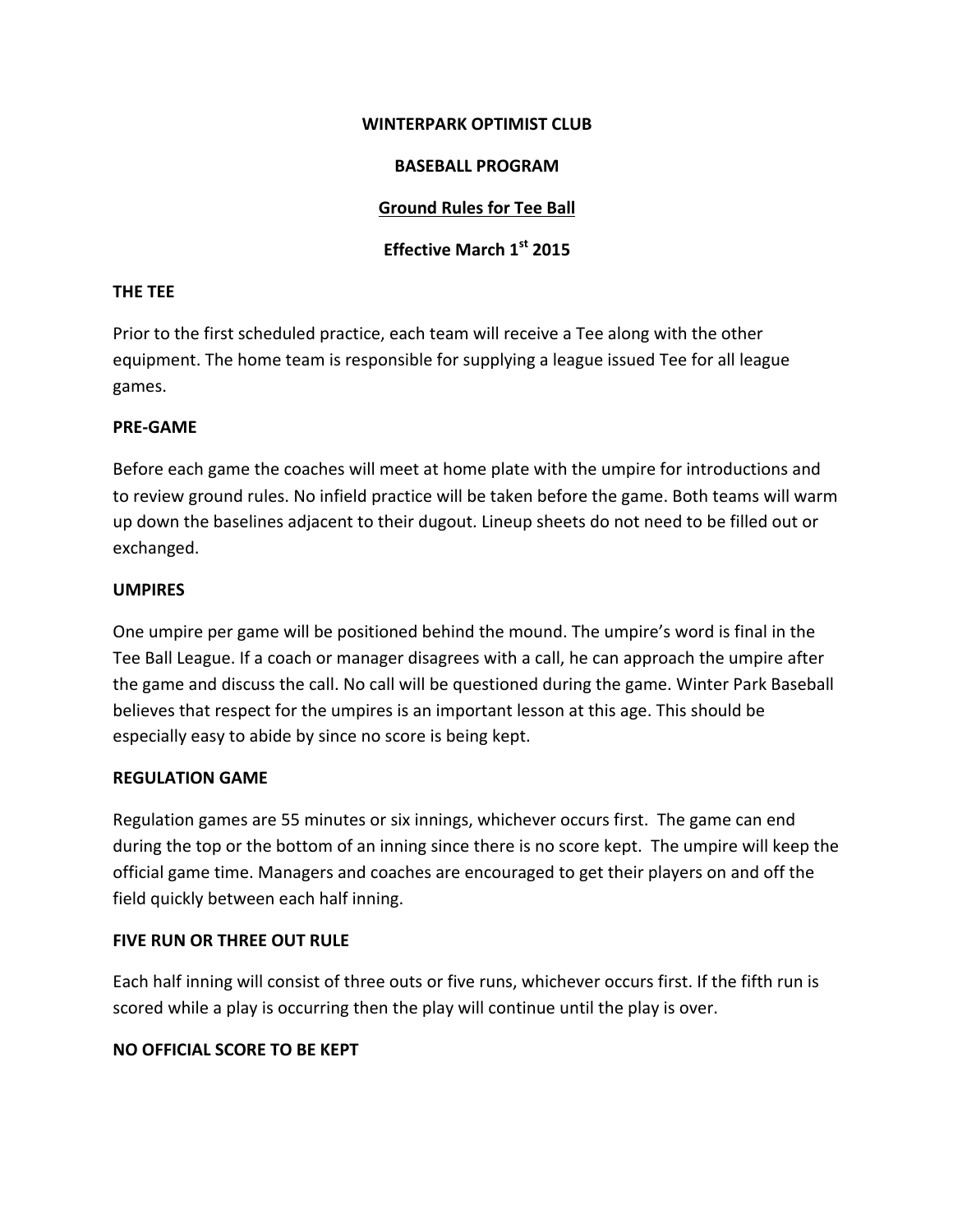**WINTERPARK OPTIMIST CLUB**

**BASEBALL PROGRAM**

**Ground Rules for Tee Ball**

**Effective March 1st 2015**

**THE TEE**

Prior to the first scheduled practice, each team will receive a Tee along with the other equipment. The home team is responsible for supplying a league issued Tee for all league games.

**PRE-GAME**

Before each game the coaches will meet at home plate with the umpire for introductions and to review ground rules. No infield practice will be taken before the game. Both teams will warm up down the baselines adjacent to their dugout. Lineup sheets do not need to be filled out or exchanged.

**UMPIRES**

One umpire per game will be positioned behind the mound. The umpire's word is final in the Tee Ball League. If a coach or manager disagrees with a call, he can approach the umpire after the game and discuss the call. No call will be questioned during the game. Winter Park Baseball believes that respect for the umpires is an important lesson at this age. This should be especially easy to abide by since no score is being kept.

**REGULATION GAME**

Regulation games are 55 minutes or six innings, whichever occurs first. The game can end during the top or the bottom of an inning since there is no score kept. The umpire will keep the official game time. Managers and coaches are encouraged to get their players on and off the field quickly between each half inning.

**FIVE RUN OR THREE OUT RULE**

Each half inning will consist of three outs or five runs, whichever occurs first. If the fifth run is scored while a play is occurring then the play will continue until the play is over.

**NO OFFICIAL SCORE TO BE KEPT**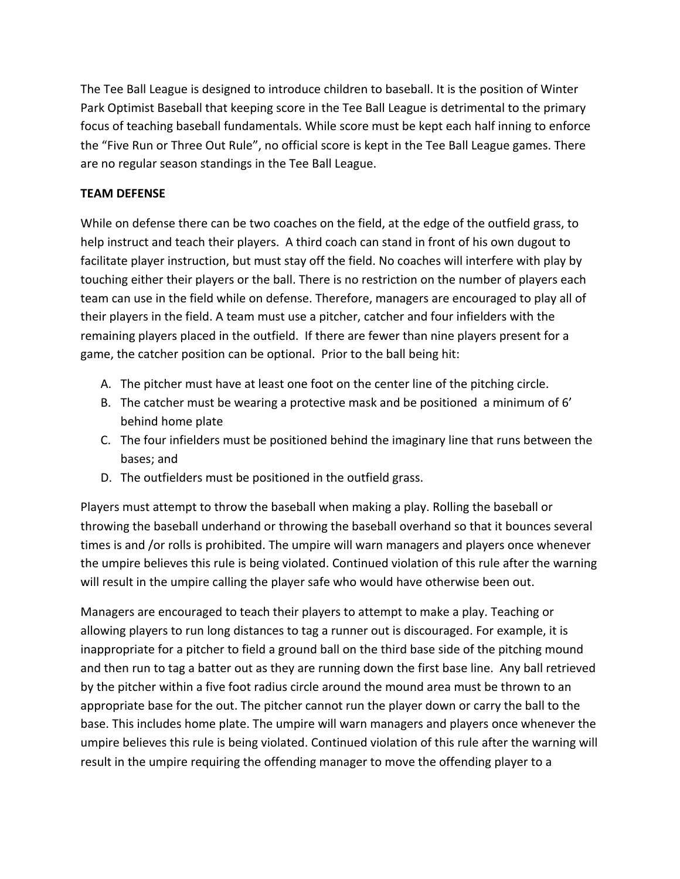The Tee Ball League is designed to introduce children to baseball. It is the position of Winter Park Optimist Baseball that keeping score in the Tee Ball League is detrimental to the primary focus of teaching baseball fundamentals. While score must be kept each half inning to enforce the "Five Run or Three Out Rule", no official score is kept in the Tee Ball League games. There are no regular season standings in the Tee Ball League.

**TEAM DEFENSE**

While on defense there can be two coaches on the field, at the edge of the outfield grass, to help instruct and teach their players. A third coach can stand in front of his own dugout to facilitate player instruction, but must stay off the field. No coaches will interfere with play by touching either their players or the ball. There is no restriction on the number of players each team can use in the field while on defense. Therefore, managers are encouraged to play all of their players in the field. A team must use a pitcher, catcher and four infielders with the remaining players placed in the outfield. If there are fewer than nine players present for a game, the catcher position can be optional. Prior to the ball being hit:

A. The pitcher must have at least one foot on the center line of the pitching circle.
B. The catcher must be wearing a protective mask and be positioned a minimum of 6' behind home plate
C. The four infielders must be positioned behind the imaginary line that runs between the bases; and
D. The outfielders must be positioned in the outfield grass.

Players must attempt to throw the baseball when making a play. Rolling the baseball or throwing the baseball underhand or throwing the baseball overhand so that it bounces several times is and /or rolls is prohibited. The umpire will warn managers and players once whenever the umpire believes this rule is being violated. Continued violation of this rule after the warning will result in the umpire calling the player safe who would have otherwise been out.

Managers are encouraged to teach their players to attempt to make a play. Teaching or allowing players to run long distances to tag a runner out is discouraged. For example, it is inappropriate for a pitcher to field a ground ball on the third base side of the pitching mound and then run to tag a batter out as they are running down the first base line. Any ball retrieved by the pitcher within a five foot radius circle around the mound area must be thrown to an appropriate base for the out. The pitcher cannot run the player down or carry the ball to the base. This includes home plate. The umpire will warn managers and players once whenever the umpire believes this rule is being violated. Continued violation of this rule after the warning will result in the umpire requiring the offending manager to move the offending player to a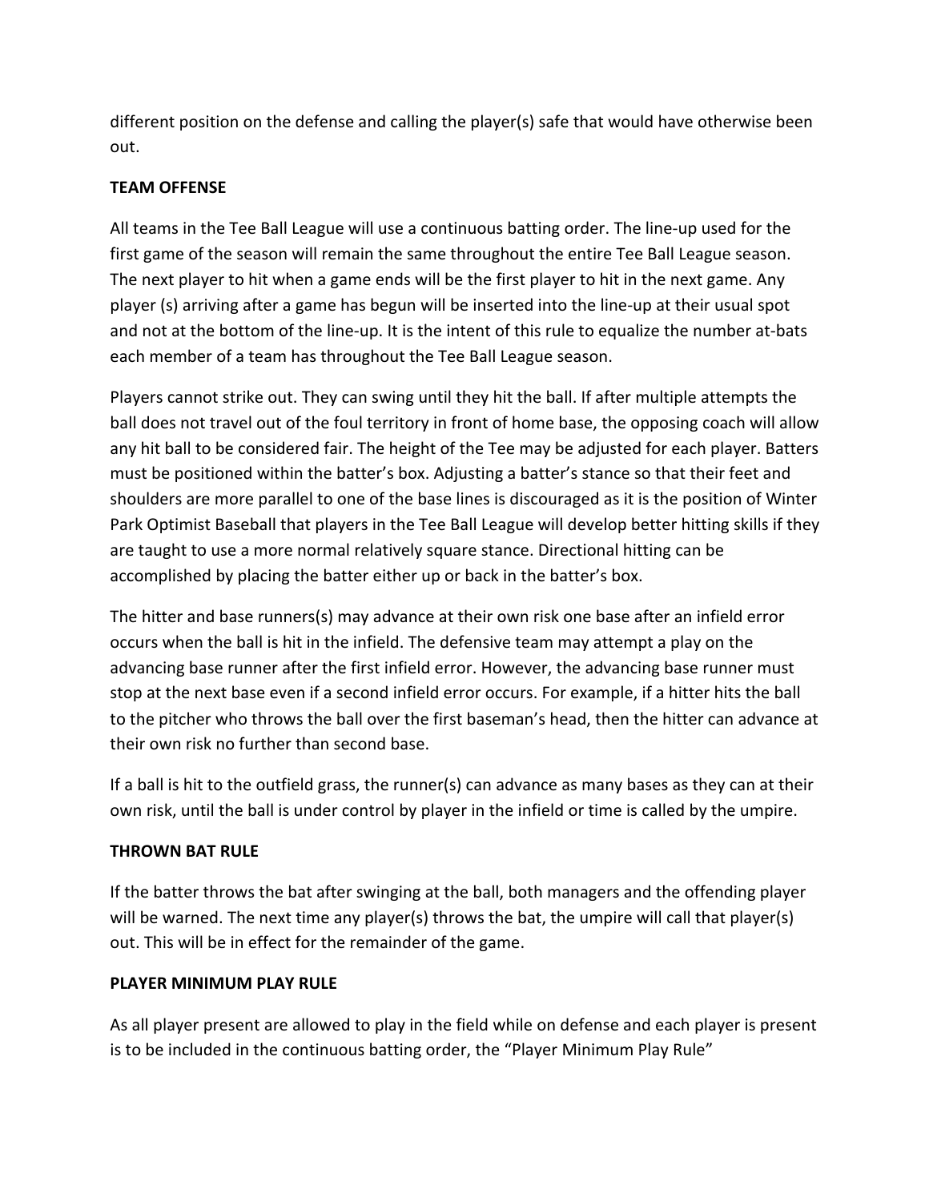different position on the defense and calling the player(s) safe that would have otherwise been out.

**TEAM OFFENSE**

All teams in the Tee Ball League will use a continuous batting order. The line-up used for the first game of the season will remain the same throughout the entire Tee Ball League season. The next player to hit when a game ends will be the first player to hit in the next game. Any player (s) arriving after a game has begun will be inserted into the line-up at their usual spot and not at the bottom of the line-up. It is the intent of this rule to equalize the number at-bats each member of a team has throughout the Tee Ball League season.

Players cannot strike out. They can swing until they hit the ball. If after multiple attempts the ball does not travel out of the foul territory in front of home base, the opposing coach will allow any hit ball to be considered fair. The height of the Tee may be adjusted for each player. Batters must be positioned within the batter's box. Adjusting a batter's stance so that their feet and shoulders are more parallel to one of the base lines is discouraged as it is the position of Winter Park Optimist Baseball that players in the Tee Ball League will develop better hitting skills if they are taught to use a more normal relatively square stance. Directional hitting can be accomplished by placing the batter either up or back in the batter's box.

The hitter and base runners(s) may advance at their own risk one base after an infield error occurs when the ball is hit in the infield. The defensive team may attempt a play on the advancing base runner after the first infield error. However, the advancing base runner must stop at the next base even if a second infield error occurs. For example, if a hitter hits the ball to the pitcher who throws the ball over the first baseman's head, then the hitter can advance at their own risk no further than second base.

If a ball is hit to the outfield grass, the runner(s) can advance as many bases as they can at their own risk, until the ball is under control by player in the infield or time is called by the umpire.

**THROWN BAT RULE**

If the batter throws the bat after swinging at the ball, both managers and the offending player will be warned. The next time any player(s) throws the bat, the umpire will call that player(s) out. This will be in effect for the remainder of the game.

**PLAYER MINIMUM PLAY RULE**

As all player present are allowed to play in the field while on defense and each player is present is to be included in the continuous batting order, the "Player Minimum Play Rule"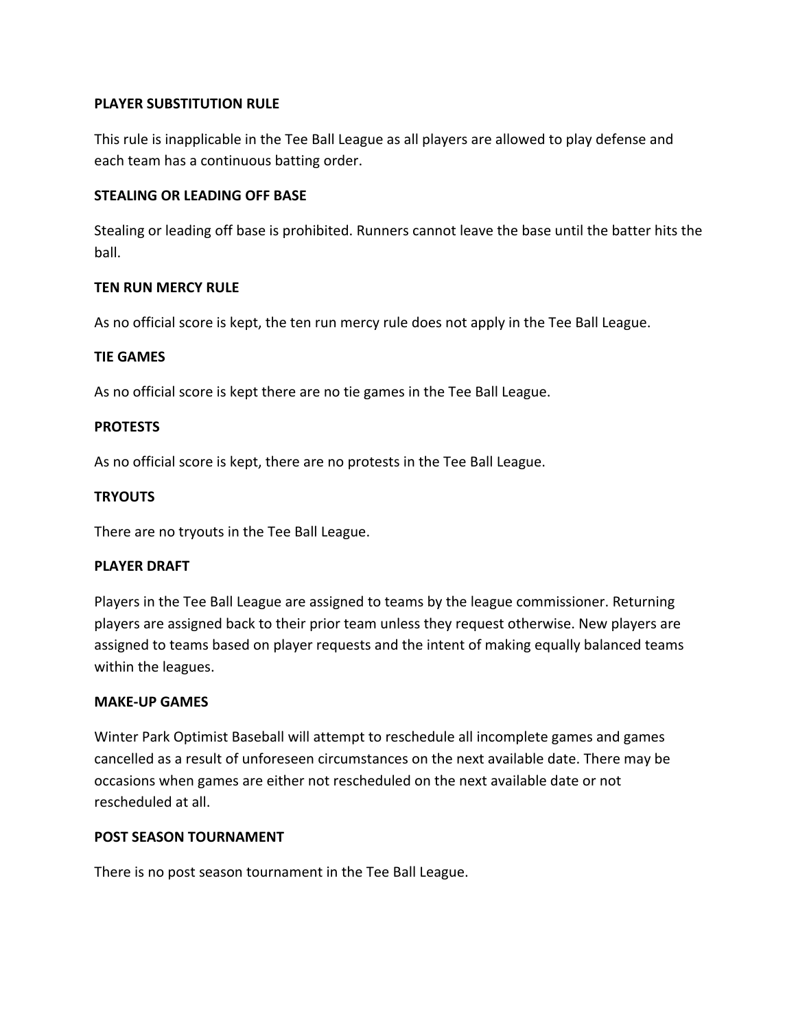**PLAYER SUBSTITUTION RULE**

This rule is inapplicable in the Tee Ball League as all players are allowed to play defense and each team has a continuous batting order.

**STEALING OR LEADING OFF BASE**

Stealing or leading off base is prohibited. Runners cannot leave the base until the batter hits the ball.

**TEN RUN MERCY RULE**

As no official score is kept, the ten run mercy rule does not apply in the Tee Ball League.

**TIE GAMES**

As no official score is kept there are no tie games in the Tee Ball League.

**PROTESTS**

As no official score is kept, there are no protests in the Tee Ball League.

**TRYOUTS**

There are no tryouts in the Tee Ball League.

**PLAYER DRAFT**

Players in the Tee Ball League are assigned to teams by the league commissioner. Returning players are assigned back to their prior team unless they request otherwise. New players are assigned to teams based on player requests and the intent of making equally balanced teams within the leagues.

**MAKE-UP GAMES**

Winter Park Optimist Baseball will attempt to reschedule all incomplete games and games cancelled as a result of unforeseen circumstances on the next available date. There may be occasions when games are either not rescheduled on the next available date or not rescheduled at all.

**POST SEASON TOURNAMENT**

There is no post season tournament in the Tee Ball League.